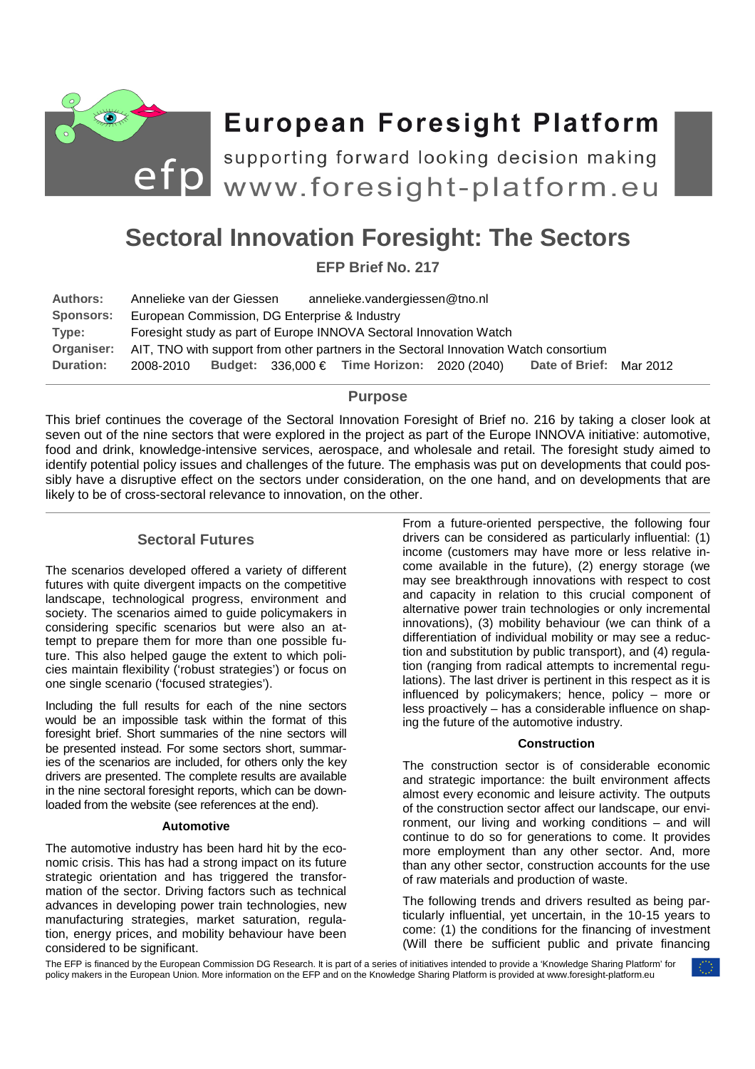# European Foresight Platform

supporting forward looking decision making
www.foresight-platform.eu

# Sectoral Innovation Foresight: The Sectors

**EFP Brief No. 217**

**Authors:** Annelieke van der Giessen annelieke.vandergiessen@tno.nl
**Sponsors:** European Commission, DG Enterprise & Industry
**Type:** Foresight study as part of Europe INNOVA Sectoral Innovation Watch
**Organiser:** AIT, TNO with support from other partners in the Sectoral Innovation Watch consortium
**Duration:** 2008-2010 **Budget:** 336,000 € **Time Horizon:** 2020 (2040) **Date of Brief:** Mar 2012

## Purpose

This brief continues the coverage of the Sectoral Innovation Foresight of Brief no. 216 by taking a closer look at seven out of the nine sectors that were explored in the project as part of the Europe INNOVA initiative: automotive, food and drink, knowledge-intensive services, aerospace, and wholesale and retail. The foresight study aimed to identify potential policy issues and challenges of the future. The emphasis was put on developments that could possibly have a disruptive effect on the sectors under consideration, on the one hand, and on developments that are likely to be of cross-sectoral relevance to innovation, on the other.

## Sectoral Futures

The scenarios developed offered a variety of different futures with quite divergent impacts on the competitive landscape, technological progress, environment and society. The scenarios aimed to guide policymakers in considering specific scenarios but were also an attempt to prepare them for more than one possible future. This also helped gauge the extent to which policies maintain flexibility ('robust strategies') or focus on one single scenario ('focused strategies').

Including the full results for each of the nine sectors would be an impossible task within the format of this foresight brief. Short summaries of the nine sectors will be presented instead. For some sectors short, summaries of the scenarios are included, for others only the key drivers are presented. The complete results are available in the nine sectoral foresight reports, which can be downloaded from the website (see references at the end).

### Automotive

The automotive industry has been hard hit by the economic crisis. This has had a strong impact on its future strategic orientation and has triggered the transformation of the sector. Driving factors such as technical advances in developing power train technologies, new manufacturing strategies, market saturation, regulation, energy prices, and mobility behaviour have been considered to be significant.

From a future-oriented perspective, the following four drivers can be considered as particularly influential: (1) income (customers may have more or less relative income available in the future), (2) energy storage (we may see breakthrough innovations with respect to cost and capacity in relation to this crucial component of alternative power train technologies or only incremental innovations), (3) mobility behaviour (we can think of a differentiation of individual mobility or may see a reduction and substitution by public transport), and (4) regulation (ranging from radical attempts to incremental regulations). The last driver is pertinent in this respect as it is influenced by policymakers; hence, policy – more or less proactively – has a considerable influence on shaping the future of the automotive industry.

### Construction

The construction sector is of considerable economic and strategic importance: the built environment affects almost every economic and leisure activity. The outputs of the construction sector affect our landscape, our environment, our living and working conditions – and will continue to do so for generations to come. It provides more employment than any other sector. And, more than any other sector, construction accounts for the use of raw materials and production of waste.

The following trends and drivers resulted as being particularly influential, yet uncertain, in the 10-15 years to come: (1) the conditions for the financing of investment (Will there be sufficient public and private financing

The EFP is financed by the European Commission DG Research. It is part of a series of initiatives intended to provide a 'Knowledge Sharing Platform' for policy makers in the European Union. More information on the EFP and on the Knowledge Sharing Platform is provided at www.foresight-platform.eu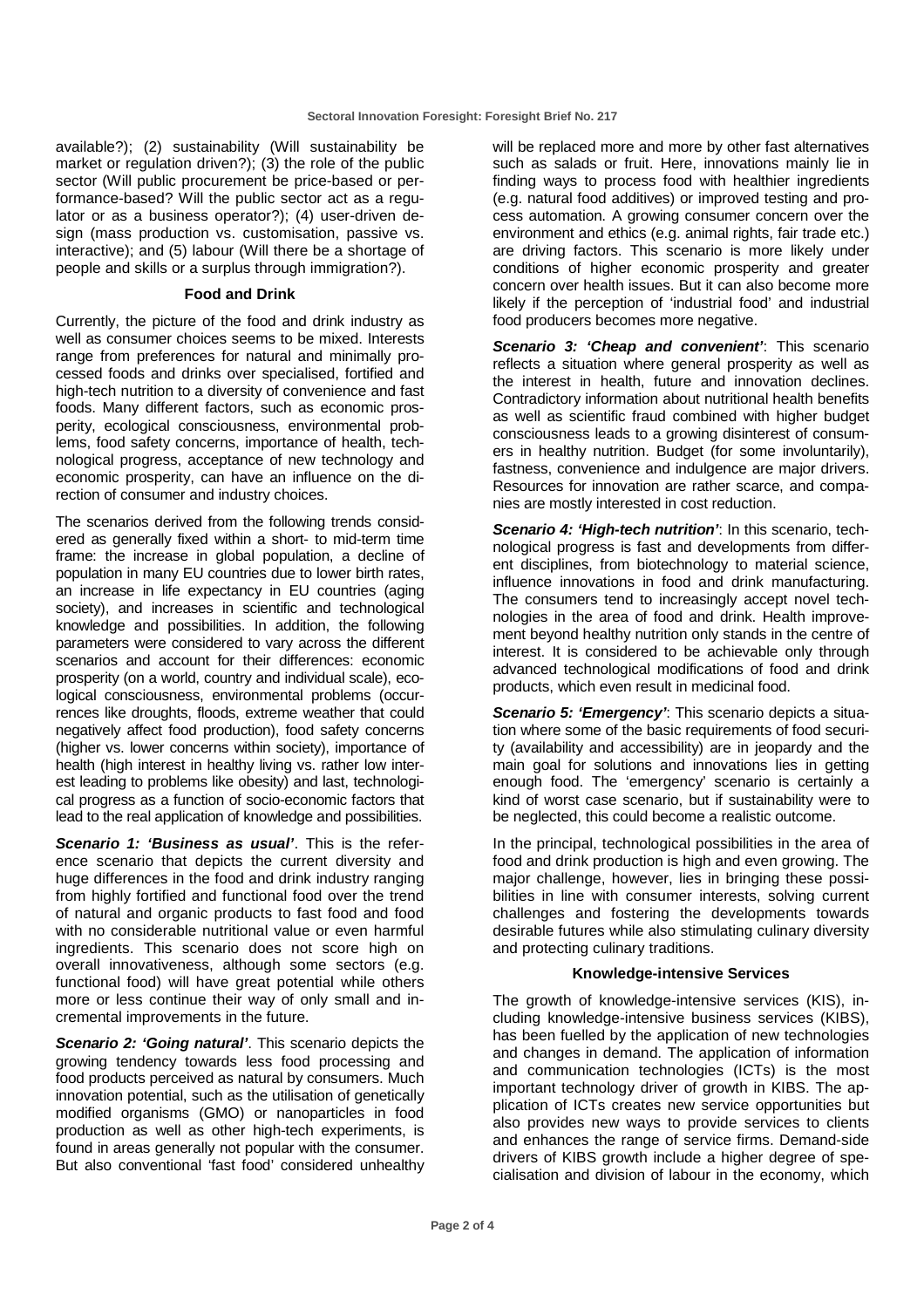available?); (2) sustainability (Will sustainability be market or regulation driven?); (3) the role of the public sector (Will public procurement be price-based or performance-based? Will the public sector act as a regulator or as a business operator?); (4) user-driven design (mass production vs. customisation, passive vs. interactive); and (5) labour (Will there be a shortage of people and skills or a surplus through immigration?).

### Food and Drink

Currently, the picture of the food and drink industry as well as consumer choices seems to be mixed. Interests range from preferences for natural and minimally processed foods and drinks over specialised, fortified and high-tech nutrition to a diversity of convenience and fast foods. Many different factors, such as economic prosperity, ecological consciousness, environmental problems, food safety concerns, importance of health, technological progress, acceptance of new technology and economic prosperity, can have an influence on the direction of consumer and industry choices.

The scenarios derived from the following trends considered as generally fixed within a short- to mid-term time frame: the increase in global population, a decline of population in many EU countries due to lower birth rates, an increase in life expectancy in EU countries (aging society), and increases in scientific and technological knowledge and possibilities. In addition, the following parameters were considered to vary across the different scenarios and account for their differences: economic prosperity (on a world, country and individual scale), ecological consciousness, environmental problems (occurrences like droughts, floods, extreme weather that could negatively affect food production), food safety concerns (higher vs. lower concerns within society), importance of health (high interest in healthy living vs. rather low interest leading to problems like obesity) and last, technological progress as a function of socio-economic factors that lead to the real application of knowledge and possibilities.

***Scenario 1: 'Business as usual'***. This is the reference scenario that depicts the current diversity and huge differences in the food and drink industry ranging from highly fortified and functional food over the trend of natural and organic products to fast food and food with no considerable nutritional value or even harmful ingredients. This scenario does not score high on overall innovativeness, although some sectors (e.g. functional food) will have great potential while others more or less continue their way of only small and incremental improvements in the future.

***Scenario 2: 'Going natural'***. This scenario depicts the growing tendency towards less food processing and food products perceived as natural by consumers. Much innovation potential, such as the utilisation of genetically modified organisms (GMO) or nanoparticles in food production as well as other high-tech experiments, is found in areas generally not popular with the consumer. But also conventional 'fast food' considered unhealthy will be replaced more and more by other fast alternatives such as salads or fruit. Here, innovations mainly lie in finding ways to process food with healthier ingredients (e.g. natural food additives) or improved testing and process automation. A growing consumer concern over the environment and ethics (e.g. animal rights, fair trade etc.) are driving factors. This scenario is more likely under conditions of higher economic prosperity and greater concern over health issues. But it can also become more likely if the perception of 'industrial food' and industrial food producers becomes more negative.

***Scenario 3: 'Cheap and convenient'***: This scenario reflects a situation where general prosperity as well as the interest in health, future and innovation declines. Contradictory information about nutritional health benefits as well as scientific fraud combined with higher budget consciousness leads to a growing disinterest of consumers in healthy nutrition. Budget (for some involuntarily), fastness, convenience and indulgence are major drivers. Resources for innovation are rather scarce, and companies are mostly interested in cost reduction.

***Scenario 4: 'High-tech nutrition'***: In this scenario, technological progress is fast and developments from different disciplines, from biotechnology to material science, influence innovations in food and drink manufacturing. The consumers tend to increasingly accept novel technologies in the area of food and drink. Health improvement beyond healthy nutrition only stands in the centre of interest. It is considered to be achievable only through advanced technological modifications of food and drink products, which even result in medicinal food.

***Scenario 5: 'Emergency'***: This scenario depicts a situation where some of the basic requirements of food security (availability and accessibility) are in jeopardy and the main goal for solutions and innovations lies in getting enough food. The 'emergency' scenario is certainly a kind of worst case scenario, but if sustainability were to be neglected, this could become a realistic outcome.

In the principal, technological possibilities in the area of food and drink production is high and even growing. The major challenge, however, lies in bringing these possibilities in line with consumer interests, solving current challenges and fostering the developments towards desirable futures while also stimulating culinary diversity and protecting culinary traditions.

### Knowledge-intensive Services

The growth of knowledge-intensive services (KIS), including knowledge-intensive business services (KIBS), has been fuelled by the application of new technologies and changes in demand. The application of information and communication technologies (ICTs) is the most important technology driver of growth in KIBS. The application of ICTs creates new service opportunities but also provides new ways to provide services to clients and enhances the range of service firms. Demand-side drivers of KIBS growth include a higher degree of specialisation and division of labour in the economy, which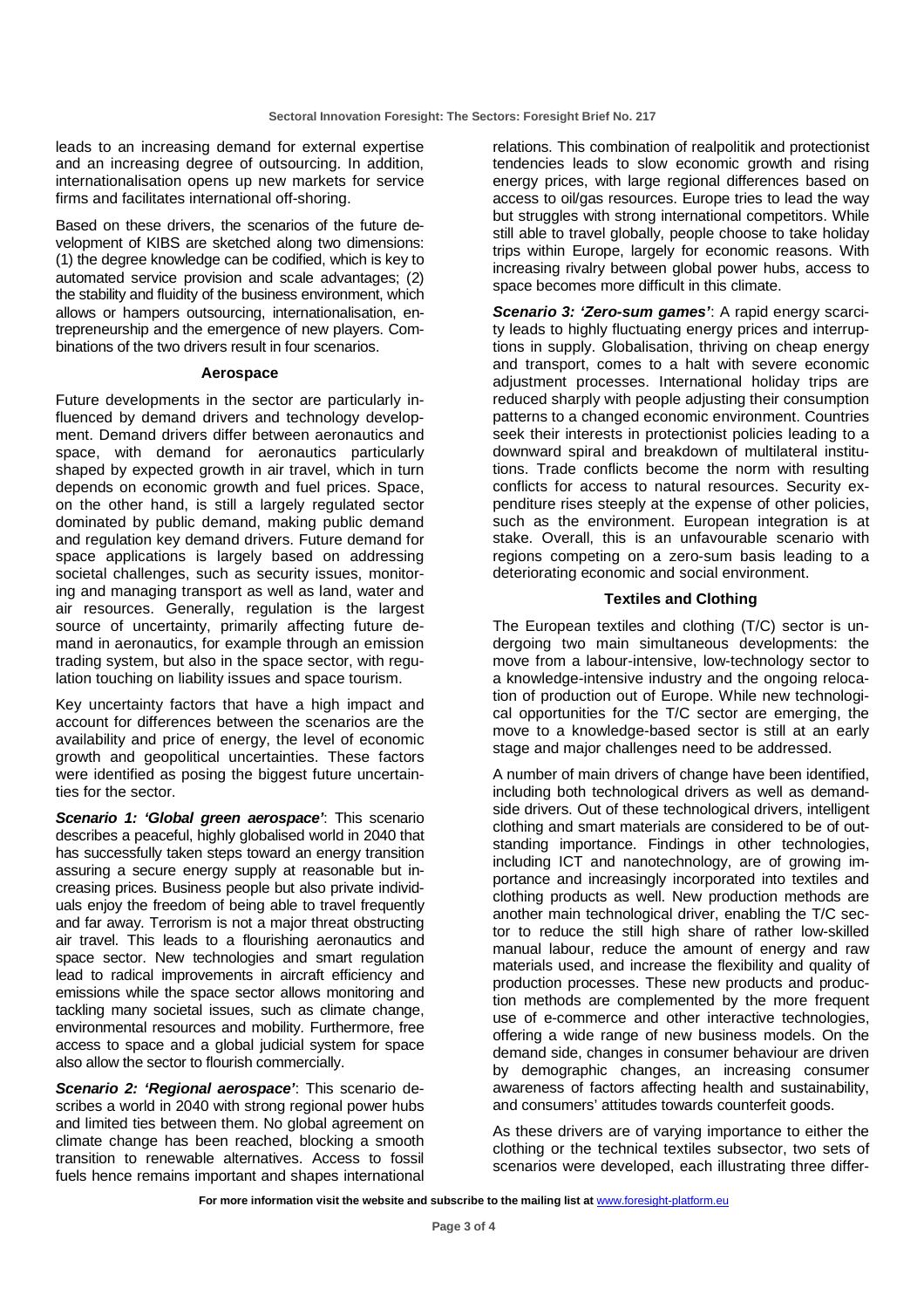leads to an increasing demand for external expertise and an increasing degree of outsourcing. In addition, internationalisation opens up new markets for service firms and facilitates international off-shoring.

Based on these drivers, the scenarios of the future development of KIBS are sketched along two dimensions: (1) the degree knowledge can be codified, which is key to automated service provision and scale advantages; (2) the stability and fluidity of the business environment, which allows or hampers outsourcing, internationalisation, entrepreneurship and the emergence of new players. Combinations of the two drivers result in four scenarios.

### Aerospace

Future developments in the sector are particularly influenced by demand drivers and technology development. Demand drivers differ between aeronautics and space, with demand for aeronautics particularly shaped by expected growth in air travel, which in turn depends on economic growth and fuel prices. Space, on the other hand, is still a largely regulated sector dominated by public demand, making public demand and regulation key demand drivers. Future demand for space applications is largely based on addressing societal challenges, such as security issues, monitoring and managing transport as well as land, water and air resources. Generally, regulation is the largest source of uncertainty, primarily affecting future demand in aeronautics, for example through an emission trading system, but also in the space sector, with regulation touching on liability issues and space tourism.

Key uncertainty factors that have a high impact and account for differences between the scenarios are the availability and price of energy, the level of economic growth and geopolitical uncertainties. These factors were identified as posing the biggest future uncertainties for the sector.

***Scenario 1: 'Global green aerospace'***: This scenario describes a peaceful, highly globalised world in 2040 that has successfully taken steps toward an energy transition assuring a secure energy supply at reasonable but increasing prices. Business people but also private individuals enjoy the freedom of being able to travel frequently and far away. Terrorism is not a major threat obstructing air travel. This leads to a flourishing aeronautics and space sector. New technologies and smart regulation lead to radical improvements in aircraft efficiency and emissions while the space sector allows monitoring and tackling many societal issues, such as climate change, environmental resources and mobility. Furthermore, free access to space and a global judicial system for space also allow the sector to flourish commercially.

***Scenario 2: 'Regional aerospace'***: This scenario describes a world in 2040 with strong regional power hubs and limited ties between them. No global agreement on climate change has been reached, blocking a smooth transition to renewable alternatives. Access to fossil fuels hence remains important and shapes international relations. This combination of realpolitik and protectionist tendencies leads to slow economic growth and rising energy prices, with large regional differences based on access to oil/gas resources. Europe tries to lead the way but struggles with strong international competitors. While still able to travel globally, people choose to take holiday trips within Europe, largely for economic reasons. With increasing rivalry between global power hubs, access to space becomes more difficult in this climate.

***Scenario 3: 'Zero-sum games'***: A rapid energy scarcity leads to highly fluctuating energy prices and interruptions in supply. Globalisation, thriving on cheap energy and transport, comes to a halt with severe economic adjustment processes. International holiday trips are reduced sharply with people adjusting their consumption patterns to a changed economic environment. Countries seek their interests in protectionist policies leading to a downward spiral and breakdown of multilateral institutions. Trade conflicts become the norm with resulting conflicts for access to natural resources. Security expenditure rises steeply at the expense of other policies, such as the environment. European integration is at stake. Overall, this is an unfavourable scenario with regions competing on a zero-sum basis leading to a deteriorating economic and social environment.

### Textiles and Clothing

The European textiles and clothing (T/C) sector is undergoing two main simultaneous developments: the move from a labour-intensive, low-technology sector to a knowledge-intensive industry and the ongoing relocation of production out of Europe. While new technological opportunities for the T/C sector are emerging, the move to a knowledge-based sector is still at an early stage and major challenges need to be addressed.

A number of main drivers of change have been identified, including both technological drivers as well as demand-side drivers. Out of these technological drivers, intelligent clothing and smart materials are considered to be of outstanding importance. Findings in other technologies, including ICT and nanotechnology, are of growing importance and increasingly incorporated into textiles and clothing products as well. New production methods are another main technological driver, enabling the T/C sector to reduce the still high share of rather low-skilled manual labour, reduce the amount of energy and raw materials used, and increase the flexibility and quality of production processes. These new products and production methods are complemented by the more frequent use of e-commerce and other interactive technologies, offering a wide range of new business models. On the demand side, changes in consumer behaviour are driven by demographic changes, an increasing consumer awareness of factors affecting health and sustainability, and consumers' attitudes towards counterfeit goods.

As these drivers are of varying importance to either the clothing or the technical textiles subsector, two sets of scenarios were developed, each illustrating three differ-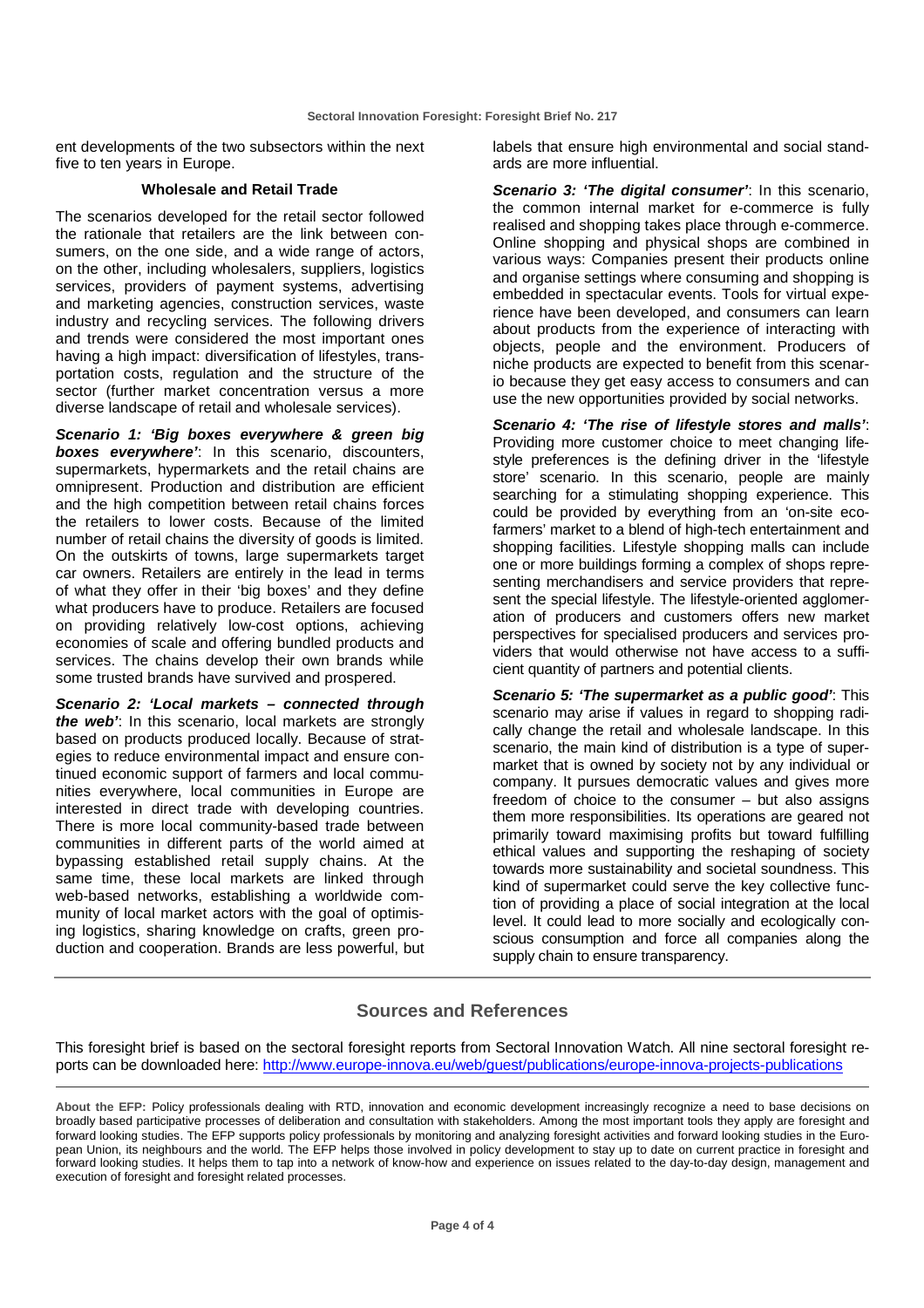ent developments of the two subsectors within the next five to ten years in Europe.

### Wholesale and Retail Trade

The scenarios developed for the retail sector followed the rationale that retailers are the link between consumers, on the one side, and a wide range of actors, on the other, including wholesalers, suppliers, logistics services, providers of payment systems, advertising and marketing agencies, construction services, waste industry and recycling services. The following drivers and trends were considered the most important ones having a high impact: diversification of lifestyles, transportation costs, regulation and the structure of the sector (further market concentration versus a more diverse landscape of retail and wholesale services).

***Scenario 1: 'Big boxes everywhere & green big boxes everywhere'***: In this scenario, discounters, supermarkets, hypermarkets and the retail chains are omnipresent. Production and distribution are efficient and the high competition between retail chains forces the retailers to lower costs. Because of the limited number of retail chains the diversity of goods is limited. On the outskirts of towns, large supermarkets target car owners. Retailers are entirely in the lead in terms of what they offer in their 'big boxes' and they define what producers have to produce. Retailers are focused on providing relatively low-cost options, achieving economies of scale and offering bundled products and services. The chains develop their own brands while some trusted brands have survived and prospered.

***Scenario 2: 'Local markets – connected through the web'***: In this scenario, local markets are strongly based on products produced locally. Because of strategies to reduce environmental impact and ensure continued economic support of farmers and local communities everywhere, local communities in Europe are interested in direct trade with developing countries. There is more local community-based trade between communities in different parts of the world aimed at bypassing established retail supply chains. At the same time, these local markets are linked through web-based networks, establishing a worldwide community of local market actors with the goal of optimising logistics, sharing knowledge on crafts, green production and cooperation. Brands are less powerful, but labels that ensure high environmental and social standards are more influential.

***Scenario 3: 'The digital consumer'***: In this scenario, the common internal market for e-commerce is fully realised and shopping takes place through e-commerce. Online shopping and physical shops are combined in various ways: Companies present their products online and organise settings where consuming and shopping is embedded in spectacular events. Tools for virtual experience have been developed, and consumers can learn about products from the experience of interacting with objects, people and the environment. Producers of niche products are expected to benefit from this scenario because they get easy access to consumers and can use the new opportunities provided by social networks.

***Scenario 4: 'The rise of lifestyle stores and malls'***: Providing more customer choice to meet changing lifestyle preferences is the defining driver in the 'lifestyle store' scenario. In this scenario, people are mainly searching for a stimulating shopping experience. This could be provided by everything from an 'on-site eco-farmers' market to a blend of high-tech entertainment and shopping facilities. Lifestyle shopping malls can include one or more buildings forming a complex of shops representing merchandisers and service providers that represent the special lifestyle. The lifestyle-oriented agglomeration of producers and customers offers new market perspectives for specialised producers and services providers that would otherwise not have access to a sufficient quantity of partners and potential clients.

***Scenario 5: 'The supermarket as a public good'***: This scenario may arise if values in regard to shopping radically change the retail and wholesale landscape. In this scenario, the main kind of distribution is a type of supermarket that is owned by society not by any individual or company. It pursues democratic values and gives more freedom of choice to the consumer – but also assigns them more responsibilities. Its operations are geared not primarily toward maximising profits but toward fulfilling ethical values and supporting the reshaping of society towards more sustainability and societal soundness. This kind of supermarket could serve the key collective function of providing a place of social integration at the local level. It could lead to more socially and ecologically conscious consumption and force all companies along the supply chain to ensure transparency.

## Sources and References

This foresight brief is based on the sectoral foresight reports from Sectoral Innovation Watch. All nine sectoral foresight reports can be downloaded here: http://www.europe-innova.eu/web/guest/publications/europe-innova-projects-publications

**About the EFP:** Policy professionals dealing with RTD, innovation and economic development increasingly recognize a need to base decisions on broadly based participative processes of deliberation and consultation with stakeholders. Among the most important tools they apply are foresight and forward looking studies. The EFP supports policy professionals by monitoring and analyzing foresight activities and forward looking studies in the European Union, its neighbours and the world. The EFP helps those involved in policy development to stay up to date on current practice in foresight and forward looking studies. It helps them to tap into a network of know-how and experience on issues related to the day-to-day design, management and execution of foresight and foresight related processes.